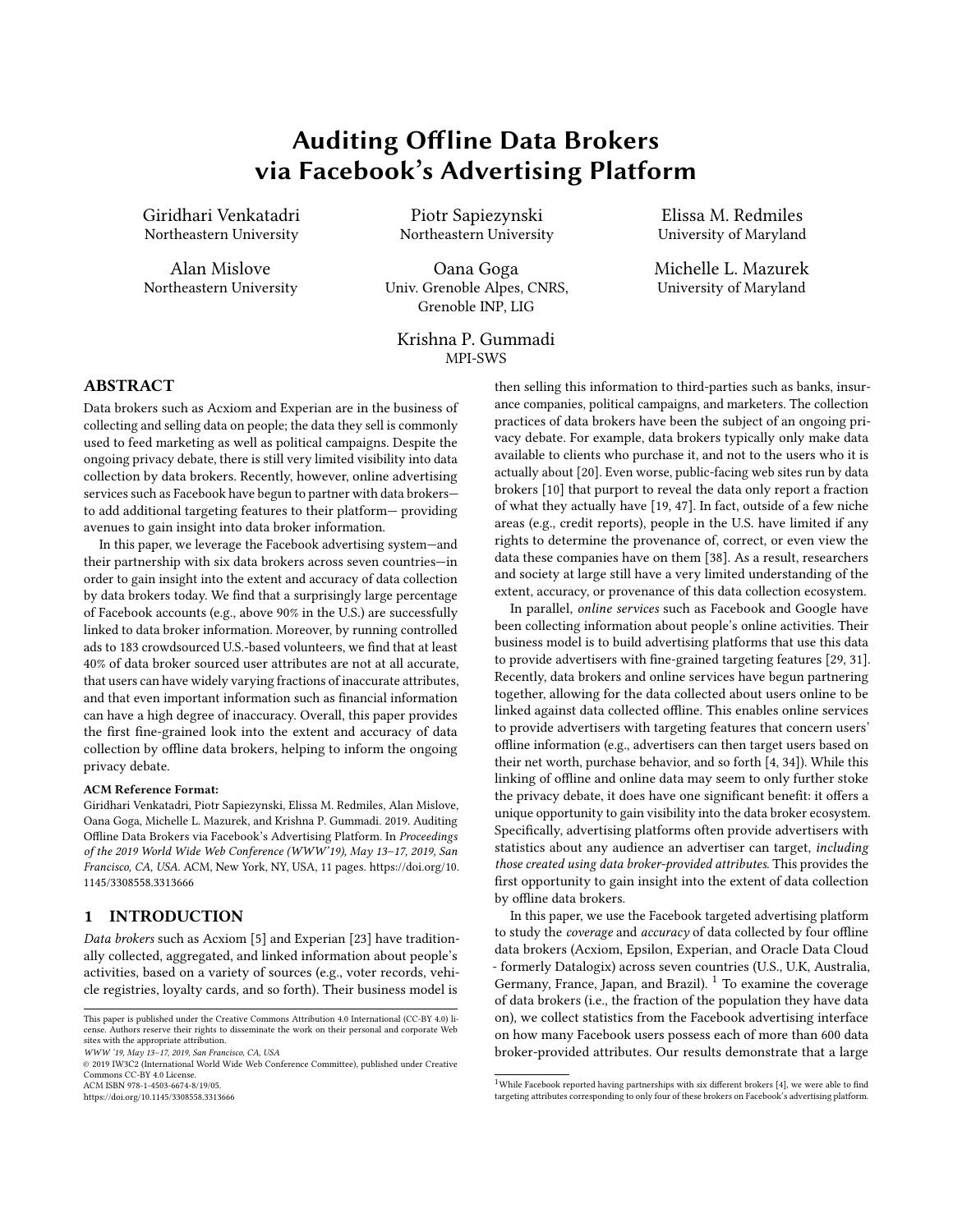# Auditing Offline Data Brokers via Facebook's Advertising Platform

Giridhari Venkatadri
Northeastern University

Piotr Sapiezynski
Northeastern University

Elissa M. Redmiles
University of Maryland

Alan Mislove
Northeastern University

Oana Goga
Univ. Grenoble Alpes, CNRS, Grenoble INP, LIG

Michelle L. Mazurek
University of Maryland

Krishna P. Gummadi
MPI-SWS

## ABSTRACT

Data brokers such as Acxiom and Experian are in the business of collecting and selling data on people; the data they sell is commonly used to feed marketing as well as political campaigns. Despite the ongoing privacy debate, there is still very limited visibility into data collection by data brokers. Recently, however, online advertising services such as Facebook have begun to partner with data brokers—to add additional targeting features to their platform— providing avenues to gain insight into data broker information.

In this paper, we leverage the Facebook advertising system—and their partnership with six data brokers across seven countries—in order to gain insight into the extent and accuracy of data collection by data brokers today. We find that a surprisingly large percentage of Facebook accounts (e.g., above 90% in the U.S.) are successfully linked to data broker information. Moreover, by running controlled ads to 183 crowdsourced U.S.-based volunteers, we find that at least 40% of data broker sourced user attributes are not at all accurate, that users can have widely varying fractions of inaccurate attributes, and that even important information such as financial information can have a high degree of inaccuracy. Overall, this paper provides the first fine-grained look into the extent and accuracy of data collection by offline data brokers, helping to inform the ongoing privacy debate.

**ACM Reference Format:**
Giridhari Venkatadri, Piotr Sapiezynski, Elissa M. Redmiles, Alan Mislove, Oana Goga, Michelle L. Mazurek, and Krishna P. Gummadi. 2019. Auditing Offline Data Brokers via Facebook's Advertising Platform. In *Proceedings of the 2019 World Wide Web Conference (WWW'19), May 13–17, 2019, San Francisco, CA, USA.* ACM, New York, NY, USA, 11 pages. https://doi.org/10.1145/3308558.3313666

## 1 INTRODUCTION

*Data brokers* such as Acxiom [5] and Experian [23] have traditionally collected, aggregated, and linked information about people's activities, based on a variety of sources (e.g., voter records, vehicle registries, loyalty cards, and so forth). Their business model is then selling this information to third-parties such as banks, insurance companies, political campaigns, and marketers. The collection practices of data brokers have been the subject of an ongoing privacy debate. For example, data brokers typically only make data available to clients who purchase it, and not to the users who it is actually about [20]. Even worse, public-facing web sites run by data brokers [10] that purport to reveal the data only report a fraction of what they actually have [19, 47]. In fact, outside of a few niche areas (e.g., credit reports), people in the U.S. have limited if any rights to determine the provenance of, correct, or even view the data these companies have on them [38]. As a result, researchers and society at large still have a very limited understanding of the extent, accuracy, or provenance of this data collection ecosystem.

In parallel, *online services* such as Facebook and Google have been collecting information about people's online activities. Their business model is to build advertising platforms that use this data to provide advertisers with fine-grained targeting features [29, 31]. Recently, data brokers and online services have begun partnering together, allowing for the data collected about users online to be linked against data collected offline. This enables online services to provide advertisers with targeting features that concern users' offline information (e.g., advertisers can then target users based on their net worth, purchase behavior, and so forth [4, 34]). While this linking of offline and online data may seem to only further stoke the privacy debate, it does have one significant benefit: it offers a unique opportunity to gain visibility into the data broker ecosystem. Specifically, advertising platforms often provide advertisers with statistics about any audience an advertiser can target, *including those created using data broker-provided attributes*. This provides the first opportunity to gain insight into the extent of data collection by offline data brokers.

In this paper, we use the Facebook targeted advertising platform to study the *coverage* and *accuracy* of data collected by four offline data brokers (Acxiom, Epsilon, Experian, and Oracle Data Cloud - formerly Datalogix) across seven countries (U.S., U.K, Australia, Germany, France, Japan, and Brazil). [1] To examine the coverage of data brokers (i.e., the fraction of the population they have data on), we collect statistics from the Facebook advertising interface on how many Facebook users possess each of more than 600 data broker-provided attributes. Our results demonstrate that a large

[1] While Facebook reported having partnerships with six different brokers [4], we were able to find targeting attributes corresponding to only four of these brokers on Facebook's advertising platform.

This paper is published under the Creative Commons Attribution 4.0 International (CC-BY 4.0) license. Authors reserve their rights to disseminate the work on their personal and corporate Web sites with the appropriate attribution.
*WWW '19, May 13–17, 2019, San Francisco, CA, USA*
© 2019 IW3C2 (International World Wide Web Conference Committee), published under Creative Commons CC-BY 4.0 License.
ACM ISBN 978-1-4503-6674-8/19/05.
https://doi.org/10.1145/3308558.3313666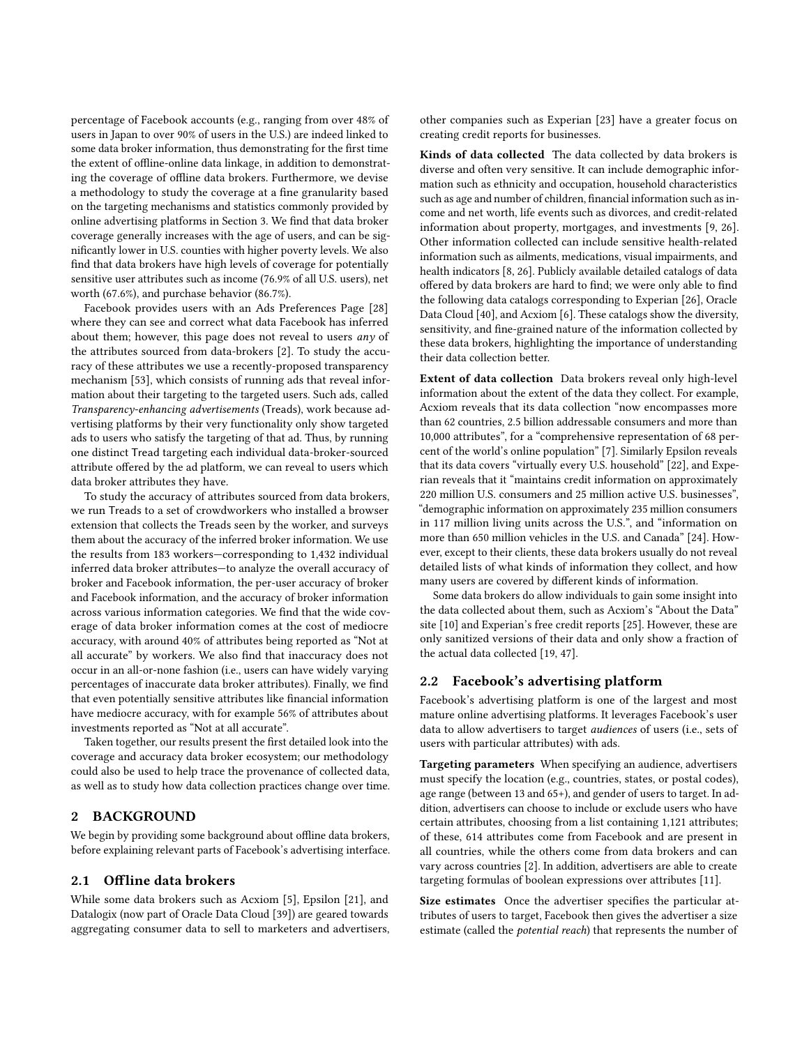percentage of Facebook accounts (e.g., ranging from over 48% of users in Japan to over 90% of users in the U.S.) are indeed linked to some data broker information, thus demonstrating for the first time the extent of offline-online data linkage, in addition to demonstrating the coverage of offline data brokers. Furthermore, we devise a methodology to study the coverage at a fine granularity based on the targeting mechanisms and statistics commonly provided by online advertising platforms in Section 3. We find that data broker coverage generally increases with the age of users, and can be significantly lower in U.S. counties with higher poverty levels. We also find that data brokers have high levels of coverage for potentially sensitive user attributes such as income (76.9% of all U.S. users), net worth (67.6%), and purchase behavior (86.7%).

Facebook provides users with an Ads Preferences Page [28] where they can see and correct what data Facebook has inferred about them; however, this page does not reveal to users *any* of the attributes sourced from data-brokers [2]. To study the accuracy of these attributes we use a recently-proposed transparency mechanism [53], which consists of running ads that reveal information about their targeting to the targeted users. Such ads, called *Transparency-enhancing advertisements* (Treads), work because advertising platforms by their very functionality only show targeted ads to users who satisfy the targeting of that ad. Thus, by running one distinct Tread targeting each individual data-broker-sourced attribute offered by the ad platform, we can reveal to users which data broker attributes they have.

To study the accuracy of attributes sourced from data brokers, we run Treads to a set of crowdworkers who installed a browser extension that collects the Treads seen by the worker, and surveys them about the accuracy of the inferred broker information. We use the results from 183 workers—corresponding to 1,432 individual inferred data broker attributes—to analyze the overall accuracy of broker and Facebook information, the per-user accuracy of broker and Facebook information, and the accuracy of broker information across various information categories. We find that the wide coverage of data broker information comes at the cost of mediocre accuracy, with around 40% of attributes being reported as "Not at all accurate" by workers. We also find that inaccuracy does not occur in an all-or-none fashion (i.e., users can have widely varying percentages of inaccurate data broker attributes). Finally, we find that even potentially sensitive attributes like financial information have mediocre accuracy, with for example 56% of attributes about investments reported as "Not at all accurate".

Taken together, our results present the first detailed look into the coverage and accuracy data broker ecosystem; our methodology could also be used to help trace the provenance of collected data, as well as to study how data collection practices change over time.

## 2 BACKGROUND

We begin by providing some background about offline data brokers, before explaining relevant parts of Facebook's advertising interface.

### 2.1 Offline data brokers

While some data brokers such as Acxiom [5], Epsilon [21], and Datalogix (now part of Oracle Data Cloud [39]) are geared towards aggregating consumer data to sell to marketers and advertisers, other companies such as Experian [23] have a greater focus on creating credit reports for businesses.

**Kinds of data collected** The data collected by data brokers is diverse and often very sensitive. It can include demographic information such as ethnicity and occupation, household characteristics such as age and number of children, financial information such as income and net worth, life events such as divorces, and credit-related information about property, mortgages, and investments [9, 26]. Other information collected can include sensitive health-related information such as ailments, medications, visual impairments, and health indicators [8, 26]. Publicly available detailed catalogs of data offered by data brokers are hard to find; we were only able to find the following data catalogs corresponding to Experian [26], Oracle Data Cloud [40], and Acxiom [6]. These catalogs show the diversity, sensitivity, and fine-grained nature of the information collected by these data brokers, highlighting the importance of understanding their data collection better.

**Extent of data collection** Data brokers reveal only high-level information about the extent of the data they collect. For example, Acxiom reveals that its data collection "now encompasses more than 62 countries, 2.5 billion addressable consumers and more than 10,000 attributes", for a "comprehensive representation of 68 percent of the world's online population" [7]. Similarly Epsilon reveals that its data covers "virtually every U.S. household" [22], and Experian reveals that it "maintains credit information on approximately 220 million U.S. consumers and 25 million active U.S. businesses", "demographic information on approximately 235 million consumers in 117 million living units across the U.S.", and "information on more than 650 million vehicles in the U.S. and Canada" [24]. However, except to their clients, these data brokers usually do not reveal detailed lists of what kinds of information they collect, and how many users are covered by different kinds of information.

Some data brokers do allow individuals to gain some insight into the data collected about them, such as Acxiom's "About the Data" site [10] and Experian's free credit reports [25]. However, these are only sanitized versions of their data and only show a fraction of the actual data collected [19, 47].

### 2.2 Facebook's advertising platform

Facebook's advertising platform is one of the largest and most mature online advertising platforms. It leverages Facebook's user data to allow advertisers to target *audiences* of users (i.e., sets of users with particular attributes) with ads.

**Targeting parameters** When specifying an audience, advertisers must specify the location (e.g., countries, states, or postal codes), age range (between 13 and 65+), and gender of users to target. In addition, advertisers can choose to include or exclude users who have certain attributes, choosing from a list containing 1,121 attributes; of these, 614 attributes come from Facebook and are present in all countries, while the others come from data brokers and can vary across countries [2]. In addition, advertisers are able to create targeting formulas of boolean expressions over attributes [11].

**Size estimates** Once the advertiser specifies the particular attributes of users to target, Facebook then gives the advertiser a size estimate (called the *potential reach*) that represents the number of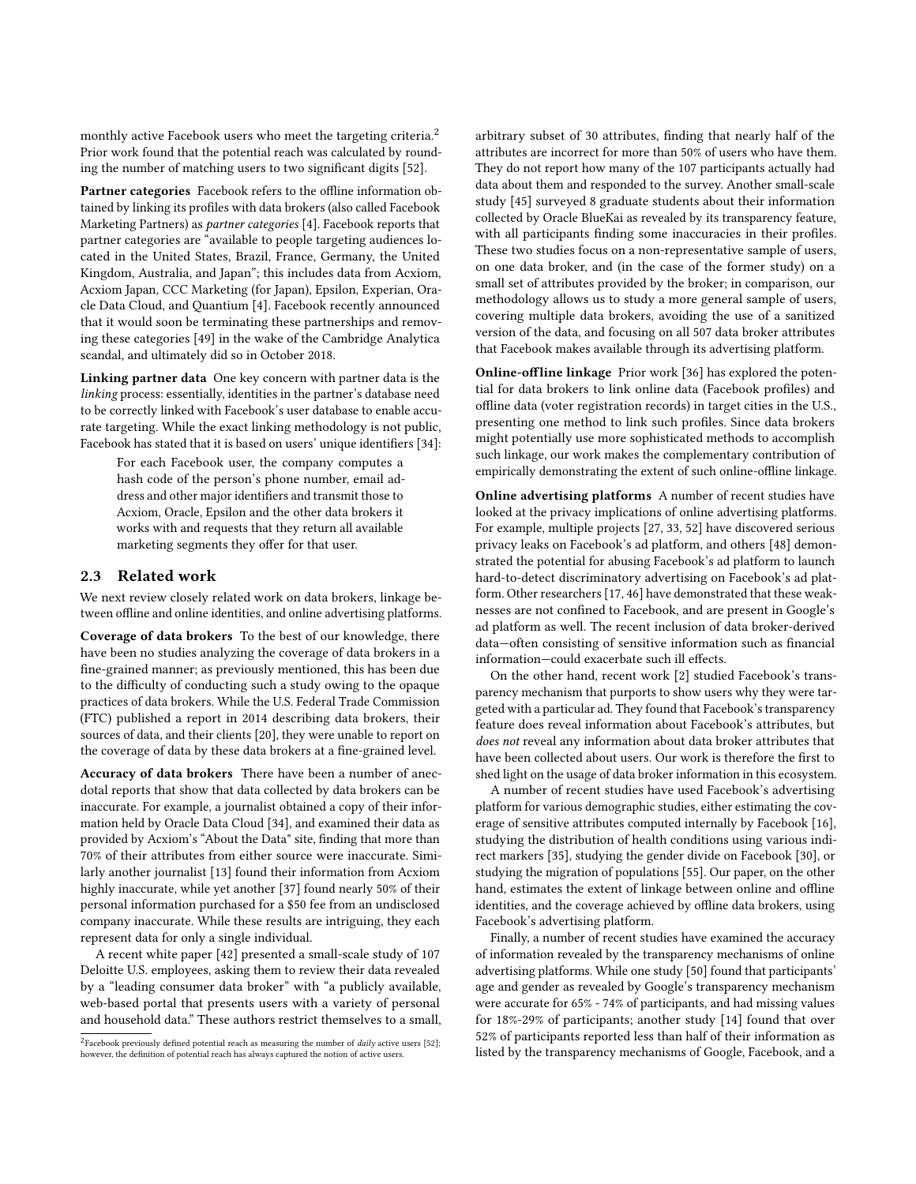monthly active Facebook users who meet the targeting criteria.[2] Prior work found that the potential reach was calculated by rounding the number of matching users to two significant digits [52].

**Partner categories** Facebook refers to the offline information obtained by linking its profiles with data brokers (also called Facebook Marketing Partners) as *partner categories* [4]. Facebook reports that partner categories are "available to people targeting audiences located in the United States, Brazil, France, Germany, the United Kingdom, Australia, and Japan"; this includes data from Acxiom, Acxiom Japan, CCC Marketing (for Japan), Epsilon, Experian, Oracle Data Cloud, and Quantium [4]. Facebook recently announced that it would soon be terminating these partnerships and removing these categories [49] in the wake of the Cambridge Analytica scandal, and ultimately did so in October 2018.

**Linking partner data** One key concern with partner data is the *linking* process: essentially, identities in the partner's database need to be correctly linked with Facebook's user database to enable accurate targeting. While the exact linking methodology is not public, Facebook has stated that it is based on users' unique identifiers [34]:

> For each Facebook user, the company computes a hash code of the person's phone number, email address and other major identifiers and transmit those to Acxiom, Oracle, Epsilon and the other data brokers it works with and requests that they return all available marketing segments they offer for that user.

## 2.3 Related work

We next review closely related work on data brokers, linkage between offline and online identities, and online advertising platforms.

**Coverage of data brokers** To the best of our knowledge, there have been no studies analyzing the coverage of data brokers in a fine-grained manner; as previously mentioned, this has been due to the difficulty of conducting such a study owing to the opaque practices of data brokers. While the U.S. Federal Trade Commission (FTC) published a report in 2014 describing data brokers, their sources of data, and their clients [20], they were unable to report on the coverage of data by these data brokers at a fine-grained level.

**Accuracy of data brokers** There have been a number of anecdotal reports that show that data collected by data brokers can be inaccurate. For example, a journalist obtained a copy of their information held by Oracle Data Cloud [34], and examined their data as provided by Acxiom's "About the Data" site, finding that more than 70% of their attributes from either source were inaccurate. Similarly another journalist [13] found their information from Acxiom highly inaccurate, while yet another [37] found nearly 50% of their personal information purchased for a $50 fee from an undisclosed company inaccurate. While these results are intriguing, they each represent data for only a single individual.

A recent white paper [42] presented a small-scale study of 107 Deloitte U.S. employees, asking them to review their data revealed by a "leading consumer data broker" with "a publicly available, web-based portal that presents users with a variety of personal and household data." These authors restrict themselves to a small, arbitrary subset of 30 attributes, finding that nearly half of the attributes are incorrect for more than 50% of users who have them. They do not report how many of the 107 participants actually had data about them and responded to the survey. Another small-scale study [45] surveyed 8 graduate students about their information collected by Oracle BlueKai as revealed by its transparency feature, with all participants finding some inaccuracies in their profiles. These two studies focus on a non-representative sample of users, on one data broker, and (in the case of the former study) on a small set of attributes provided by the broker; in comparison, our methodology allows us to study a more general sample of users, covering multiple data brokers, avoiding the use of a sanitized version of the data, and focusing on all 507 data broker attributes that Facebook makes available through its advertising platform.

**Online-offline linkage** Prior work [36] has explored the potential for data brokers to link online data (Facebook profiles) and offline data (voter registration records) in target cities in the U.S., presenting one method to link such profiles. Since data brokers might potentially use more sophisticated methods to accomplish such linkage, our work makes the complementary contribution of empirically demonstrating the extent of such online-offline linkage.

**Online advertising platforms** A number of recent studies have looked at the privacy implications of online advertising platforms. For example, multiple projects [27, 33, 52] have discovered serious privacy leaks on Facebook's ad platform, and others [48] demonstrated the potential for abusing Facebook's ad platform to launch hard-to-detect discriminatory advertising on Facebook's ad platform. Other researchers [17, 46] have demonstrated that these weaknesses are not confined to Facebook, and are present in Google's ad platform as well. The recent inclusion of data broker-derived data—often consisting of sensitive information such as financial information—could exacerbate such ill effects.

On the other hand, recent work [2] studied Facebook's transparency mechanism that purports to show users why they were targeted with a particular ad. They found that Facebook's transparency feature does reveal information about Facebook's attributes, but *does not* reveal any information about data broker attributes that have been collected about users. Our work is therefore the first to shed light on the usage of data broker information in this ecosystem.

A number of recent studies have used Facebook's advertising platform for various demographic studies, either estimating the coverage of sensitive attributes computed internally by Facebook [16], studying the distribution of health conditions using various indirect markers [35], studying the gender divide on Facebook [30], or studying the migration of populations [55]. Our paper, on the other hand, estimates the extent of linkage between online and offline identities, and the coverage achieved by offline data brokers, using Facebook's advertising platform.

Finally, a number of recent studies have examined the accuracy of information revealed by the transparency mechanisms of online advertising platforms. While one study [50] found that participants' age and gender as revealed by Google's transparency mechanism were accurate for 65% - 74% of participants, and had missing values for 18%-29% of participants; another study [14] found that over 52% of participants reported less than half of their information as listed by the transparency mechanisms of Google, Facebook, and a

[2] Facebook previously defined potential reach as measuring the number of *daily* active users [52]; however, the definition of potential reach has always captured the notion of active users.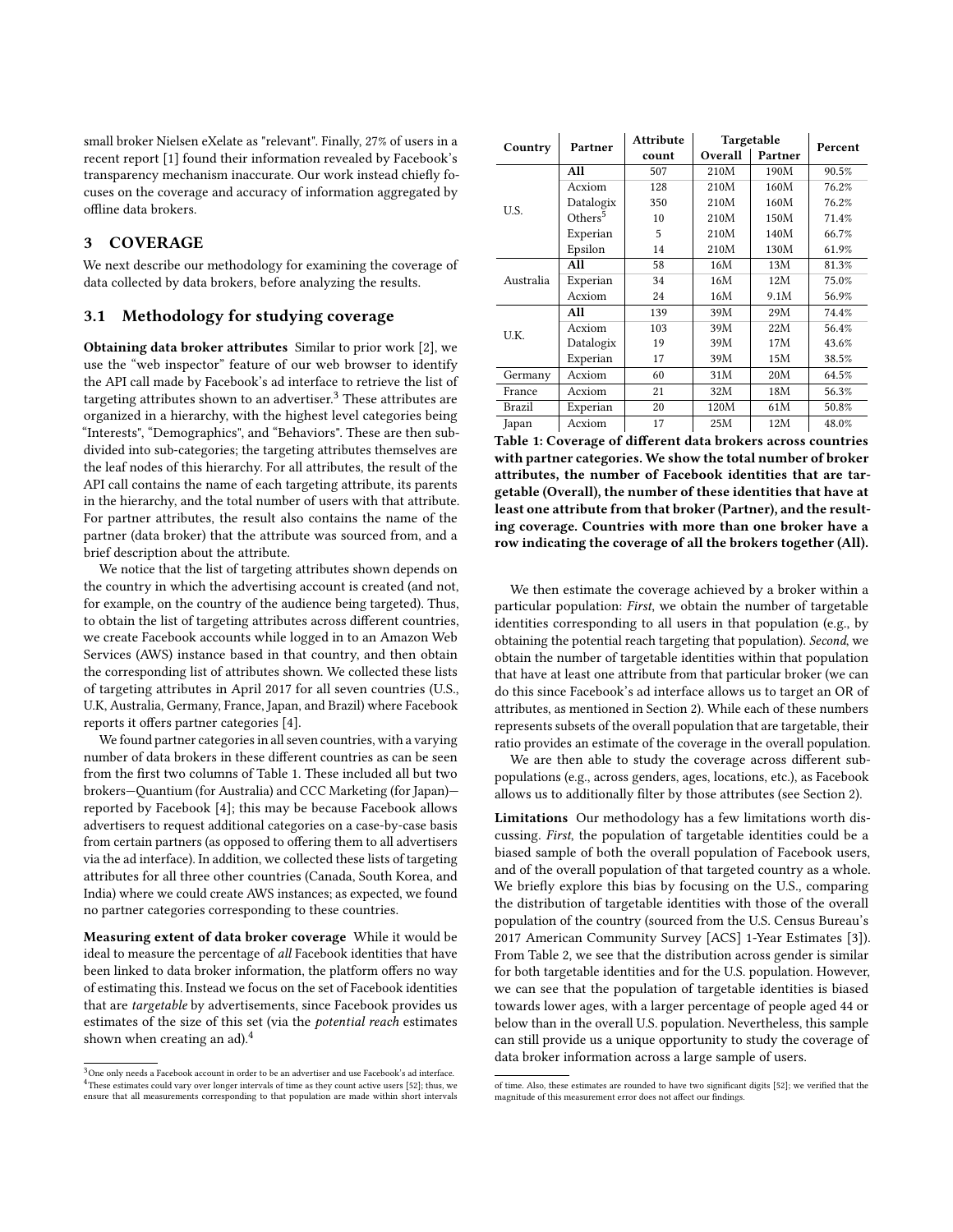small broker Nielsen eXelate as "relevant". Finally, 27% of users in a recent report [1] found their information revealed by Facebook's transparency mechanism inaccurate. Our work instead chiefly focuses on the coverage and accuracy of information aggregated by offline data brokers.

## 3 COVERAGE

We next describe our methodology for examining the coverage of data collected by data brokers, before analyzing the results.

### 3.1 Methodology for studying coverage

**Obtaining data broker attributes** Similar to prior work [2], we use the "web inspector" feature of our web browser to identify the API call made by Facebook's ad interface to retrieve the list of targeting attributes shown to an advertiser.[3] These attributes are organized in a hierarchy, with the highest level categories being "Interests", "Demographics", and "Behaviors". These are then subdivided into sub-categories; the targeting attributes themselves are the leaf nodes of this hierarchy. For all attributes, the result of the API call contains the name of each targeting attribute, its parents in the hierarchy, and the total number of users with that attribute. For partner attributes, the result also contains the name of the partner (data broker) that the attribute was sourced from, and a brief description about the attribute.

We notice that the list of targeting attributes shown depends on the country in which the advertising account is created (and not, for example, on the country of the audience being targeted). Thus, to obtain the list of targeting attributes across different countries, we create Facebook accounts while logged in to an Amazon Web Services (AWS) instance based in that country, and then obtain the corresponding list of attributes shown. We collected these lists of targeting attributes in April 2017 for all seven countries (U.S., U.K, Australia, Germany, France, Japan, and Brazil) where Facebook reports it offers partner categories [4].

We found partner categories in all seven countries, with a varying number of data brokers in these different countries as can be seen from the first two columns of Table 1. These included all but two brokers—Quantium (for Australia) and CCC Marketing (for Japan)—reported by Facebook [4]; this may be because Facebook allows advertisers to request additional categories on a case-by-case basis from certain partners (as opposed to offering them to all advertisers via the ad interface). In addition, we collected these lists of targeting attributes for all three other countries (Canada, South Korea, and India) where we could create AWS instances; as expected, we found no partner categories corresponding to these countries.

**Measuring extent of data broker coverage** While it would be ideal to measure the percentage of *all* Facebook identities that have been linked to data broker information, the platform offers no way of estimating this. Instead we focus on the set of Facebook identities that are *targetable* by advertisements, since Facebook provides us estimates of the size of this set (via the *potential reach* estimates shown when creating an ad).[4]

[3] One only needs a Facebook account in order to be an advertiser and use Facebook's ad interface.

[4] These estimates could vary over longer intervals of time as they count active users [52]; thus, we ensure that all measurements corresponding to that population are made within short intervals of time. Also, these estimates are rounded to have two significant digits [52]; we verified that the magnitude of this measurement error does not affect our findings.

| Country | Partner | Attribute count | Targetable | | Percent |
|---|---|---|---|---|---|
| | | | Overall | Partner | |
| U.S. | **All** | 507 | 210M | 190M | 90.5% |
| | Acxiom | 128 | 210M | 160M | 76.2% |
| | Datalogix | 350 | 210M | 160M | 76.2% |
| | Others[5] | 10 | 210M | 150M | 71.4% |
| | Experian | 5 | 210M | 140M | 66.7% |
| | Epsilon | 14 | 210M | 130M | 61.9% |
| Australia | **All** | 58 | 16M | 13M | 81.3% |
| | Experian | 34 | 16M | 12M | 75.0% |
| | Acxiom | 24 | 16M | 9.1M | 56.9% |
| U.K. | **All** | 139 | 39M | 29M | 74.4% |
| | Acxiom | 103 | 39M | 22M | 56.4% |
| | Datalogix | 19 | 39M | 17M | 43.6% |
| | Experian | 17 | 39M | 15M | 38.5% |
| Germany | Acxiom | 60 | 31M | 20M | 64.5% |
| France | Acxiom | 21 | 32M | 18M | 56.3% |
| Brazil | Experian | 20 | 120M | 61M | 50.8% |
| Japan | Acxiom | 17 | 25M | 12M | 48.0% |

**Table 1: Coverage of different data brokers across countries with partner categories. We show the total number of broker attributes, the number of Facebook identities that are targetable (Overall), the number of these identities that have at least one attribute from that broker (Partner), and the resulting coverage. Countries with more than one broker have a row indicating the coverage of all the brokers together (All).**

We then estimate the coverage achieved by a broker within a particular population: *First*, we obtain the number of targetable identities corresponding to all users in that population (e.g., by obtaining the potential reach targeting that population). *Second*, we obtain the number of targetable identities within that population that have at least one attribute from that particular broker (we can do this since Facebook's ad interface allows us to target an OR of attributes, as mentioned in Section 2). While each of these numbers represents subsets of the overall population that are targetable, their ratio provides an estimate of the coverage in the overall population.

We are then able to study the coverage across different subpopulations (e.g., across genders, ages, locations, etc.), as Facebook allows us to additionally filter by those attributes (see Section 2).

**Limitations** Our methodology has a few limitations worth discussing. *First*, the population of targetable identities could be a biased sample of both the overall population of Facebook users, and of the overall population of that targeted country as a whole. We briefly explore this bias by focusing on the U.S., comparing the distribution of targetable identities with those of the overall population of the country (sourced from the U.S. Census Bureau's 2017 American Community Survey [ACS] 1-Year Estimates [3]). From Table 2, we see that the distribution across gender is similar for both targetable identities and for the U.S. population. However, we can see that the population of targetable identities is biased towards lower ages, with a larger percentage of people aged 44 or below than in the overall U.S. population. Nevertheless, this sample can still provide us a unique opportunity to study the coverage of data broker information across a large sample of users.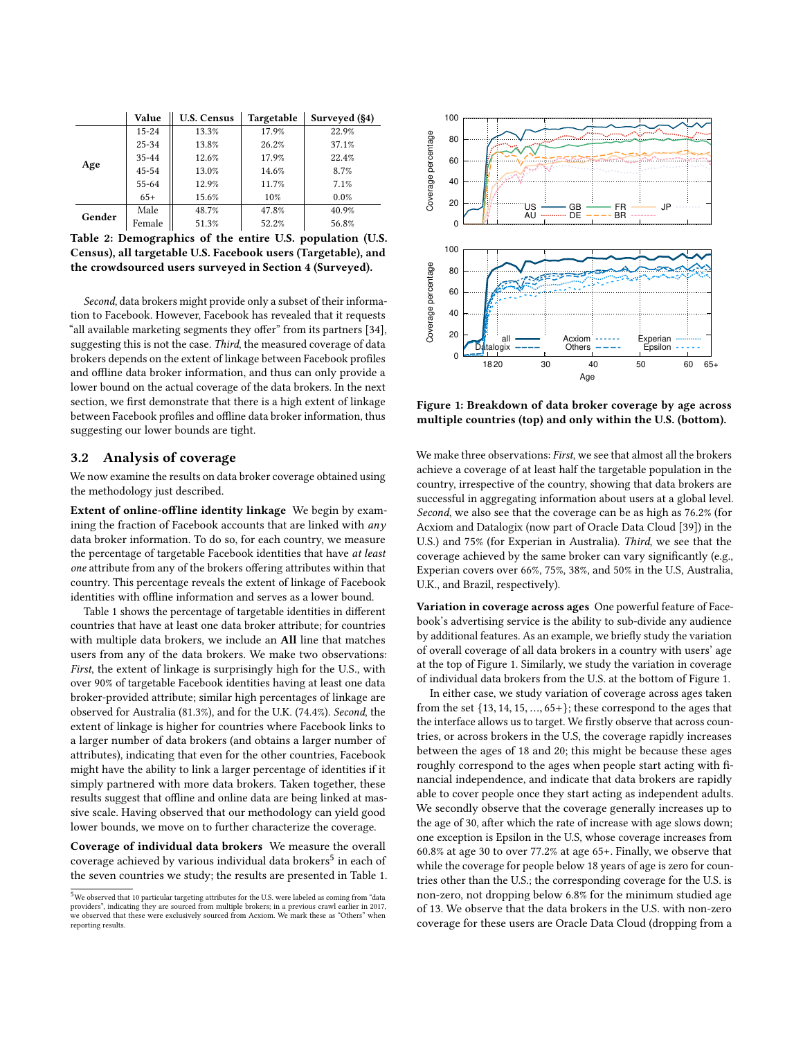| | Value | U.S. Census | Targetable | Surveyed (§4) |
|---|---|---|---|---|
| Age | 15-24 | 13.3% | 17.9% | 22.9% |
| | 25-34 | 13.8% | 26.2% | 37.1% |
| | 35-44 | 12.6% | 17.9% | 22.4% |
| | 45-54 | 13.0% | 14.6% | 8.7% |
| | 55-64 | 12.9% | 11.7% | 7.1% |
| | 65+ | 15.6% | 10% | 0.0% |
| Gender | Male | 48.7% | 47.8% | 40.9% |
| | Female | 51.3% | 52.2% | 56.8% |

**Table 2: Demographics of the entire U.S. population (U.S. Census), all targetable U.S. Facebook users (Targetable), and the crowdsourced users surveyed in Section 4 (Surveyed).**

*Second*, data brokers might provide only a subset of their information to Facebook. However, Facebook has revealed that it requests "all available marketing segments they offer" from its partners [34], suggesting this is not the case. *Third*, the measured coverage of data brokers depends on the extent of linkage between Facebook profiles and offline data broker information, and thus can only provide a lower bound on the actual coverage of the data brokers. In the next section, we first demonstrate that there is a high extent of linkage between Facebook profiles and offline data broker information, thus suggesting our lower bounds are tight.

## 3.2 Analysis of coverage

We now examine the results on data broker coverage obtained using the methodology just described.

**Extent of online-offline identity linkage** We begin by examining the fraction of Facebook accounts that are linked with *any* data broker information. To do so, for each country, we measure the percentage of targetable Facebook identities that have *at least one* attribute from any of the brokers offering attributes within that country. This percentage reveals the extent of linkage of Facebook identities with offline information and serves as a lower bound.

Table 1 shows the percentage of targetable identities in different countries that have at least one data broker attribute; for countries with multiple data brokers, we include an **All** line that matches users from any of the data brokers. We make two observations: *First*, the extent of linkage is surprisingly high for the U.S., with over 90% of targetable Facebook identities having at least one data broker-provided attribute; similar high percentages of linkage are observed for Australia (81.3%), and for the U.K. (74.4%). *Second*, the extent of linkage is higher for countries where Facebook links to a larger number of data brokers (and obtains a larger number of attributes), indicating that even for the other countries, Facebook might have the ability to link a larger percentage of identities if it simply partnered with more data brokers. Taken together, these results suggest that offline and online data are being linked at massive scale. Having observed that our methodology can yield good lower bounds, we move on to further characterize the coverage.

**Coverage of individual data brokers** We measure the overall coverage achieved by various individual data brokers[5] in each of the seven countries we study; the results are presented in Table 1.

[5] We observed that 10 particular targeting attributes for the U.S. were labeled as coming from "data providers", indicating they are sourced from multiple brokers; in a previous crawl earlier in 2017, we observed that these were exclusively sourced from Acxiom. We mark these as "Others" when reporting results.

**Figure 1: Breakdown of data broker coverage by age across multiple countries (top) and only within the U.S. (bottom).**

We make three observations: *First*, we see that almost all the brokers achieve a coverage of at least half the targetable population in the country, irrespective of the country, showing that data brokers are successful in aggregating information about users at a global level. *Second*, we also see that the coverage can be as high as 76.2% (for Acxiom and Datalogix (now part of Oracle Data Cloud [39]) in the U.S.) and 75% (for Experian in Australia). *Third*, we see that the coverage achieved by the same broker can vary significantly (e.g., Experian covers over 66%, 75%, 38%, and 50% in the U.S, Australia, U.K., and Brazil, respectively).

**Variation in coverage across ages** One powerful feature of Facebook's advertising service is the ability to sub-divide any audience by additional features. As an example, we briefly study the variation of overall coverage of all data brokers in a country with users' age at the top of Figure 1. Similarly, we study the variation in coverage of individual data brokers from the U.S. at the bottom of Figure 1.

In either case, we study variation of coverage across ages taken from the set {13, 14, 15, ..., 65+}; these correspond to the ages that the interface allows us to target. We firstly observe that across countries, or across brokers in the U.S, the coverage rapidly increases between the ages of 18 and 20; this might be because these ages roughly correspond to the ages when people start acting with financial independence, and indicate that data brokers are rapidly able to cover people once they start acting as independent adults. We secondly observe that the coverage generally increases up to the age of 30, after which the rate of increase with age slows down; one exception is Epsilon in the U.S, whose coverage increases from 60.8% at age 30 to over 77.2% at age 65+. Finally, we observe that while the coverage for people below 18 years of age is zero for countries other than the U.S.; the corresponding coverage for the U.S. is non-zero, not dropping below 6.8% for the minimum studied age of 13. We observe that the data brokers in the U.S. with non-zero coverage for these users are Oracle Data Cloud (dropping from a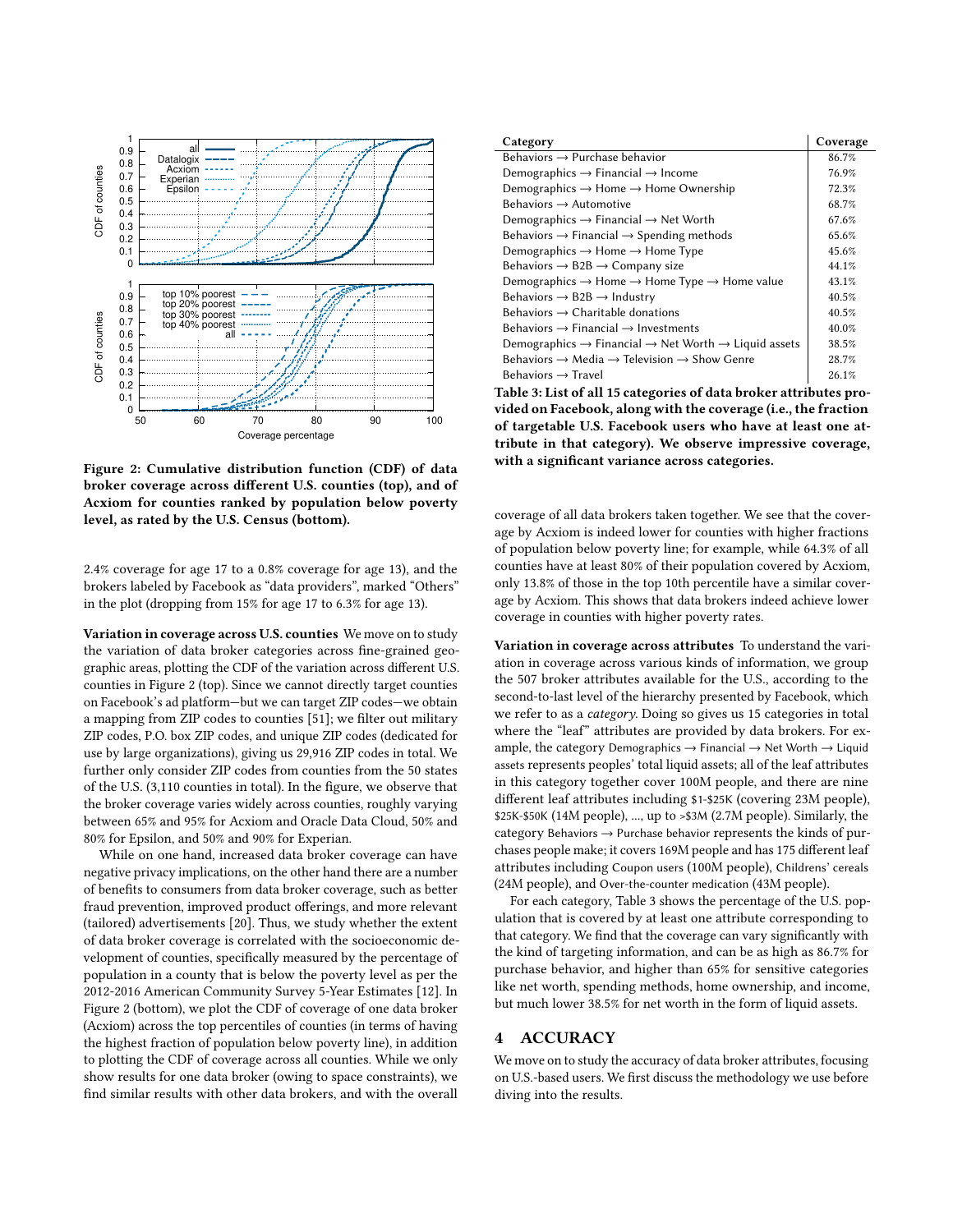Figure 2: Cumulative distribution function (CDF) of data broker coverage across different U.S. counties (top), and of Acxiom for counties ranked by population below poverty level, as rated by the U.S. Census (bottom).

2.4% coverage for age 17 to a 0.8% coverage for age 13), and the brokers labeled by Facebook as "data providers", marked "Others" in the plot (dropping from 15% for age 17 to 6.3% for age 13).

**Variation in coverage across U.S. counties** We move on to study the variation of data broker categories across fine-grained geographic areas, plotting the CDF of the variation across different U.S. counties in Figure 2 (top). Since we cannot directly target counties on Facebook's ad platform—but we can target ZIP codes—we obtain a mapping from ZIP codes to counties [51]; we filter out military ZIP codes, P.O. box ZIP codes, and unique ZIP codes (dedicated for use by large organizations), giving us 29,916 ZIP codes in total. We further only consider ZIP codes from counties from the 50 states of the U.S. (3,110 counties in total). In the figure, we observe that the broker coverage varies widely across counties, roughly varying between 65% and 95% for Acxiom and Oracle Data Cloud, 50% and 80% for Epsilon, and 50% and 90% for Experian.

While on one hand, increased data broker coverage can have negative privacy implications, on the other hand there are a number of benefits to consumers from data broker coverage, such as better fraud prevention, improved product offerings, and more relevant (tailored) advertisements [20]. Thus, we study whether the extent of data broker coverage is correlated with the socioeconomic development of counties, specifically measured by the percentage of population in a county that is below the poverty level as per the 2012-2016 American Community Survey 5-Year Estimates [12]. In Figure 2 (bottom), we plot the CDF of coverage of one data broker (Acxiom) across the top percentiles of counties (in terms of having the highest fraction of population below poverty line), in addition to plotting the CDF of coverage across all counties. While we only show results for one data broker (owing to space constraints), we find similar results with other data brokers, and with the overall coverage of all data brokers taken together. We see that the coverage by Acxiom is indeed lower for counties with higher fractions of population below poverty line; for example, while 64.3% of all counties have at least 80% of their population covered by Acxiom, only 13.8% of those in the top 10th percentile have a similar coverage by Acxiom. This shows that data brokers indeed achieve lower coverage in counties with higher poverty rates.

| Category | Coverage |
|---|---|
| Behaviors → Purchase behavior | 86.7% |
| Demographics → Financial → Income | 76.9% |
| Demographics → Home → Home Ownership | 72.3% |
| Behaviors → Automotive | 68.7% |
| Demographics → Financial → Net Worth | 67.6% |
| Behaviors → Financial → Spending methods | 65.6% |
| Demographics → Home → Home Type | 45.6% |
| Behaviors → B2B → Company size | 44.1% |
| Demographics → Home → Home Type → Home value | 43.1% |
| Behaviors → B2B → Industry | 40.5% |
| Behaviors → Charitable donations | 40.5% |
| Behaviors → Financial → Investments | 40.0% |
| Demographics → Financial → Net Worth → Liquid assets | 38.5% |
| Behaviors → Media → Television → Show Genre | 28.7% |
| Behaviors → Travel | 26.1% |

**Table 3: List of all 15 categories of data broker attributes provided on Facebook, along with the coverage (i.e., the fraction of targetable U.S. Facebook users who have at least one attribute in that category). We observe impressive coverage, with a significant variance across categories.**

**Variation in coverage across attributes** To understand the variation in coverage across various kinds of information, we group the 507 broker attributes available for the U.S., according to the second-to-last level of the hierarchy presented by Facebook, which we refer to as a *category*. Doing so gives us 15 categories in total where the "leaf" attributes are provided by data brokers. For example, the category Demographics → Financial → Net Worth → Liquid assets represents peoples' total liquid assets; all of the leaf attributes in this category together cover 100M people, and there are nine different leaf attributes including \$1-\$25K (covering 23M people), \$25K-\$50K (14M people), ..., up to >\$3M (2.7M people). Similarly, the category Behaviors → Purchase behavior represents the kinds of purchases people make; it covers 169M people and has 175 different leaf attributes including Coupon users (100M people), Childrens' cereals (24M people), and Over-the-counter medication (43M people).

For each category, Table 3 shows the percentage of the U.S. population that is covered by at least one attribute corresponding to that category. We find that the coverage can vary significantly with the kind of targeting information, and can be as high as 86.7% for purchase behavior, and higher than 65% for sensitive categories like net worth, spending methods, home ownership, and income, but much lower 38.5% for net worth in the form of liquid assets.

## 4 ACCURACY

We move on to study the accuracy of data broker attributes, focusing on U.S.-based users. We first discuss the methodology we use before diving into the results.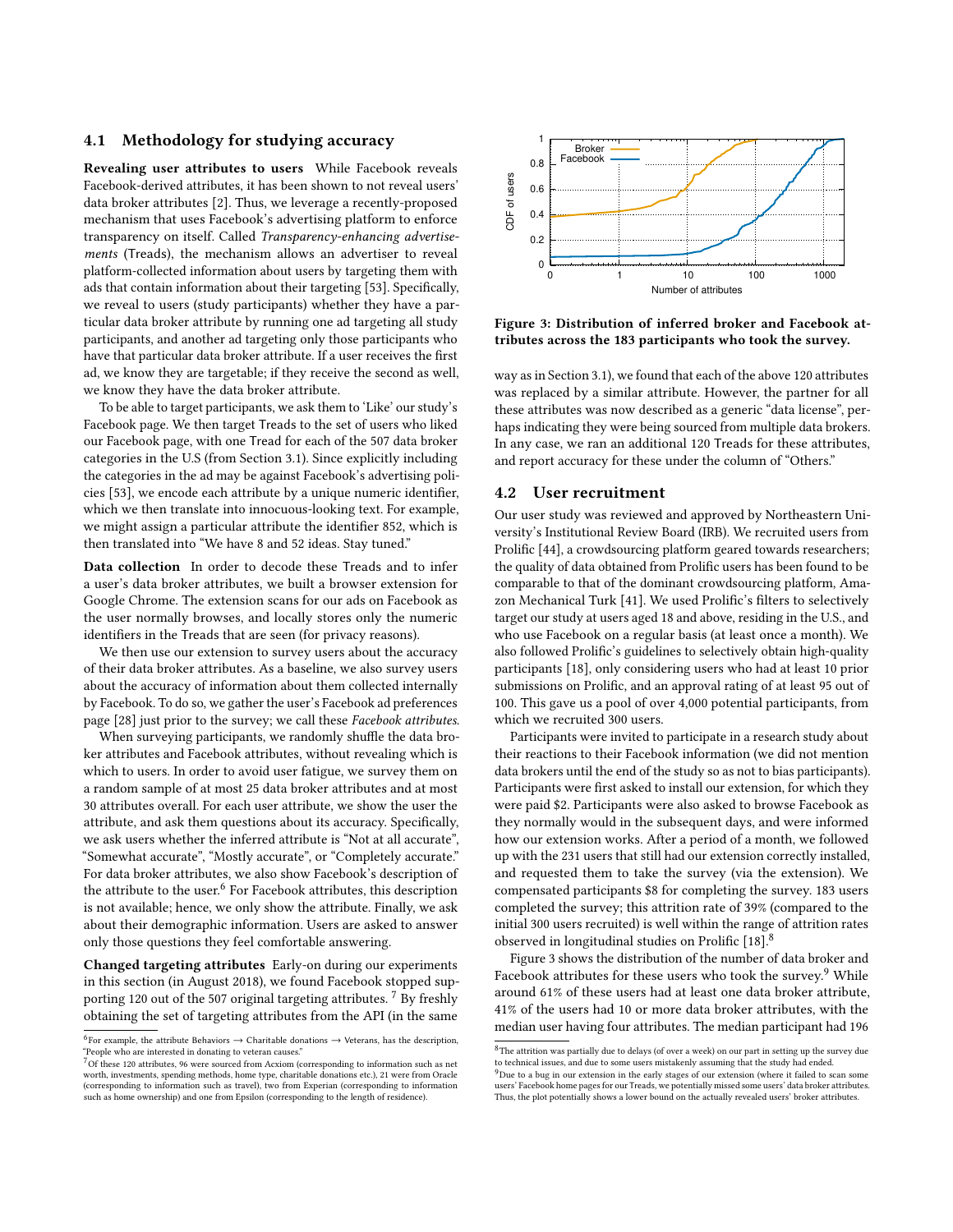### 4.1 Methodology for studying accuracy

**Revealing user attributes to users** While Facebook reveals Facebook-derived attributes, it has been shown to not reveal users' data broker attributes [2]. Thus, we leverage a recently-proposed mechanism that uses Facebook's advertising platform to enforce transparency on itself. Called *Transparency-enhancing advertisements* (Treads), the mechanism allows an advertiser to reveal platform-collected information about users by targeting them with ads that contain information about their targeting [53]. Specifically, we reveal to users (study participants) whether they have a particular data broker attribute by running one ad targeting all study participants, and another ad targeting only those participants who have that particular data broker attribute. If a user receives the first ad, we know they are targetable; if they receive the second as well, we know they have the data broker attribute.

To be able to target participants, we ask them to 'Like' our study's Facebook page. We then target Treads to the set of users who liked our Facebook page, with one Tread for each of the 507 data broker categories in the U.S (from Section 3.1). Since explicitly including the categories in the ad may be against Facebook's advertising policies [53], we encode each attribute by a unique numeric identifier, which we then translate into innocuous-looking text. For example, we might assign a particular attribute the identifier 852, which is then translated into "We have 8 and 52 ideas. Stay tuned."

**Data collection** In order to decode these Treads and to infer a user's data broker attributes, we built a browser extension for Google Chrome. The extension scans for our ads on Facebook as the user normally browses, and locally stores only the numeric identifiers in the Treads that are seen (for privacy reasons).

We then use our extension to survey users about the accuracy of their data broker attributes. As a baseline, we also survey users about the accuracy of information about them collected internally by Facebook. To do so, we gather the user's Facebook ad preferences page [28] just prior to the survey; we call these *Facebook attributes*.

When surveying participants, we randomly shuffle the data broker attributes and Facebook attributes, without revealing which is which to users. In order to avoid user fatigue, we survey them on a random sample of at most 25 data broker attributes and at most 30 attributes overall. For each user attribute, we show the user the attribute, and ask them questions about its accuracy. Specifically, we ask users whether the inferred attribute is "Not at all accurate", "Somewhat accurate", "Mostly accurate", or "Completely accurate." For data broker attributes, we also show Facebook's description of the attribute to the user.[6] For Facebook attributes, this description is not available; hence, we only show the attribute. Finally, we ask about their demographic information. Users are asked to answer only those questions they feel comfortable answering.

**Changed targeting attributes** Early-on during our experiments in this section (in August 2018), we found Facebook stopped supporting 120 out of the 507 original targeting attributes. [7] By freshly obtaining the set of targeting attributes from the API (in the same way as in Section 3.1), we found that each of the above 120 attributes was replaced by a similar attribute. However, the partner for all these attributes was now described as a generic "data license", perhaps indicating they were being sourced from multiple data brokers. In any case, we ran an additional 120 Treads for these attributes, and report accuracy for these under the column of "Others."

[6] For example, the attribute Behaviors → Charitable donations → Veterans, has the description, "People who are interested in donating to veteran causes."

[7] Of these 120 attributes, 96 were sourced from Acxiom (corresponding to information such as net worth, investments, spending methods, home type, charitable donations etc.), 21 were from Oracle (corresponding to information such as travel), two from Experian (corresponding to information such as home ownership) and one from Epsilon (corresponding to the length of residence).

**Figure 3: Distribution of inferred broker and Facebook attributes across the 183 participants who took the survey.**

### 4.2 User recruitment

Our user study was reviewed and approved by Northeastern University's Institutional Review Board (IRB). We recruited users from Prolific [44], a crowdsourcing platform geared towards researchers; the quality of data obtained from Prolific users has been found to be comparable to that of the dominant crowdsourcing platform, Amazon Mechanical Turk [41]. We used Prolific's filters to selectively target our study at users aged 18 and above, residing in the U.S., and who use Facebook on a regular basis (at least once a month). We also followed Prolific's guidelines to selectively obtain high-quality participants [18], only considering users who had at least 10 prior submissions on Prolific, and an approval rating of at least 95 out of 100. This gave us a pool of over 4,000 potential participants, from which we recruited 300 users.

Participants were invited to participate in a research study about their reactions to their Facebook information (we did not mention data brokers until the end of the study so as not to bias participants). Participants were first asked to install our extension, for which they were paid $2. Participants were also asked to browse Facebook as they normally would in the subsequent days, and were informed how our extension works. After a period of a month, we followed up with the 231 users that still had our extension correctly installed, and requested them to take the survey (via the extension). We compensated participants $8 for completing the survey. 183 users completed the survey; this attrition rate of 39% (compared to the initial 300 users recruited) is well within the range of attrition rates observed in longitudinal studies on Prolific [18].[8]

Figure 3 shows the distribution of the number of data broker and Facebook attributes for these users who took the survey.[9] While around 61% of these users had at least one data broker attribute, 41% of the users had 10 or more data broker attributes, with the median user having four attributes. The median participant had 196

[8] The attrition was partially due to delays (of over a week) on our part in setting up the survey due to technical issues, and due to some users mistakenly assuming that the study had ended.

[9] Due to a bug in our extension in the early stages of our extension (where it failed to scan some users' Facebook home pages for our Treads, we potentially missed some users' data broker attributes. Thus, the plot potentially shows a lower bound on the actually revealed users' broker attributes.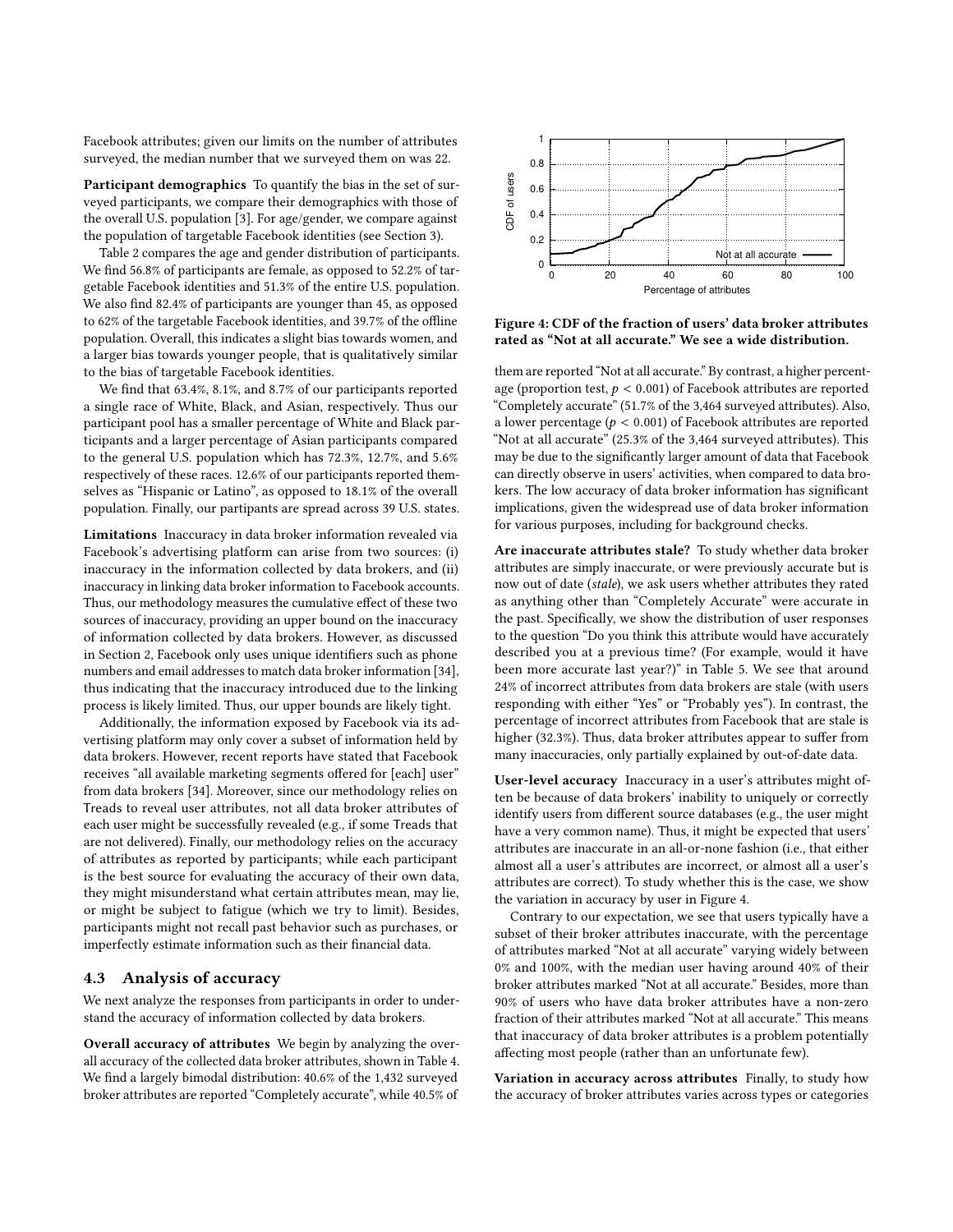Facebook attributes; given our limits on the number of attributes surveyed, the median number that we surveyed them on was 22.

**Participant demographics** To quantify the bias in the set of surveyed participants, we compare their demographics with those of the overall U.S. population [3]. For age/gender, we compare against the population of targetable Facebook identities (see Section 3).

Table 2 compares the age and gender distribution of participants. We find 56.8% of participants are female, as opposed to 52.2% of targetable Facebook identities and 51.3% of the entire U.S. population. We also find 82.4% of participants are younger than 45, as opposed to 62% of the targetable Facebook identities, and 39.7% of the offline population. Overall, this indicates a slight bias towards women, and a larger bias towards younger people, that is qualitatively similar to the bias of targetable Facebook identities.

We find that 63.4%, 8.1%, and 8.7% of our participants reported a single race of White, Black, and Asian, respectively. Thus our participant pool has a smaller percentage of White and Black participants and a larger percentage of Asian participants compared to the general U.S. population which has 72.3%, 12.7%, and 5.6% respectively of these races. 12.6% of our participants reported themselves as "Hispanic or Latino", as opposed to 18.1% of the overall population. Finally, our partipants are spread across 39 U.S. states.

**Limitations** Inaccuracy in data broker information revealed via Facebook's advertising platform can arise from two sources: (i) inaccuracy in the information collected by data brokers, and (ii) inaccuracy in linking data broker information to Facebook accounts. Thus, our methodology measures the cumulative effect of these two sources of inaccuracy, providing an upper bound on the inaccuracy of information collected by data brokers. However, as discussed in Section 2, Facebook only uses unique identifiers such as phone numbers and email addresses to match data broker information [34], thus indicating that the inaccuracy introduced due to the linking process is likely limited. Thus, our upper bounds are likely tight.

Additionally, the information exposed by Facebook via its advertising platform may only cover a subset of information held by data brokers. However, recent reports have stated that Facebook receives "all available marketing segments offered for [each] user" from data brokers [34]. Moreover, since our methodology relies on Treads to reveal user attributes, not all data broker attributes of each user might be successfully revealed (e.g., if some Treads that are not delivered). Finally, our methodology relies on the accuracy of attributes as reported by participants; while each participant is the best source for evaluating the accuracy of their own data, they might misunderstand what certain attributes mean, may lie, or might be subject to fatigue (which we try to limit). Besides, participants might not recall past behavior such as purchases, or imperfectly estimate information such as their financial data.

### 4.3 Analysis of accuracy

We next analyze the responses from participants in order to understand the accuracy of information collected by data brokers.

**Overall accuracy of attributes** We begin by analyzing the overall accuracy of the collected data broker attributes, shown in Table 4. We find a largely bimodal distribution: 40.6% of the 1,432 surveyed broker attributes are reported "Completely accurate", while 40.5% of them are reported "Not at all accurate." By contrast, a higher percentage (proportion test, $p < 0.001$) of Facebook attributes are reported "Completely accurate" (51.7% of the 3,464 surveyed attributes). Also, a lower percentage ($p < 0.001$) of Facebook attributes are reported "Not at all accurate" (25.3% of the 3,464 surveyed attributes). This may be due to the significantly larger amount of data that Facebook can directly observe in users' activities, when compared to data brokers. The low accuracy of data broker information has significant implications, given the widespread use of data broker information for various purposes, including for background checks.

**Figure 4: CDF of the fraction of users' data broker attributes rated as "Not at all accurate." We see a wide distribution.**

**Are inaccurate attributes stale?** To study whether data broker attributes are simply inaccurate, or were previously accurate but is now out of date (*stale*), we ask users whether attributes they rated as anything other than "Completely Accurate" were accurate in the past. Specifically, we show the distribution of user responses to the question "Do you think this attribute would have accurately described you at a previous time? (For example, would it have been more accurate last year?)" in Table 5. We see that around 24% of incorrect attributes from data brokers are stale (with users responding with either "Yes" or "Probably yes"). In contrast, the percentage of incorrect attributes from Facebook that are stale is higher (32.3%). Thus, data broker attributes appear to suffer from many inaccuracies, only partially explained by out-of-date data.

**User-level accuracy** Inaccuracy in a user's attributes might often be because of data brokers' inability to uniquely or correctly identify users from different source databases (e.g., the user might have a very common name). Thus, it might be expected that users' attributes are inaccurate in an all-or-none fashion (i.e., that either almost all a user's attributes are incorrect, or almost all a user's attributes are correct). To study whether this is the case, we show the variation in accuracy by user in Figure 4.

Contrary to our expectation, we see that users typically have a subset of their broker attributes inaccurate, with the percentage of attributes marked "Not at all accurate" varying widely between 0% and 100%, with the median user having around 40% of their broker attributes marked "Not at all accurate." Besides, more than 90% of users who have data broker attributes have a non-zero fraction of their attributes marked "Not at all accurate." This means that inaccuracy of data broker attributes is a problem potentially affecting most people (rather than an unfortunate few).

**Variation in accuracy across attributes** Finally, to study how the accuracy of broker attributes varies across types or categories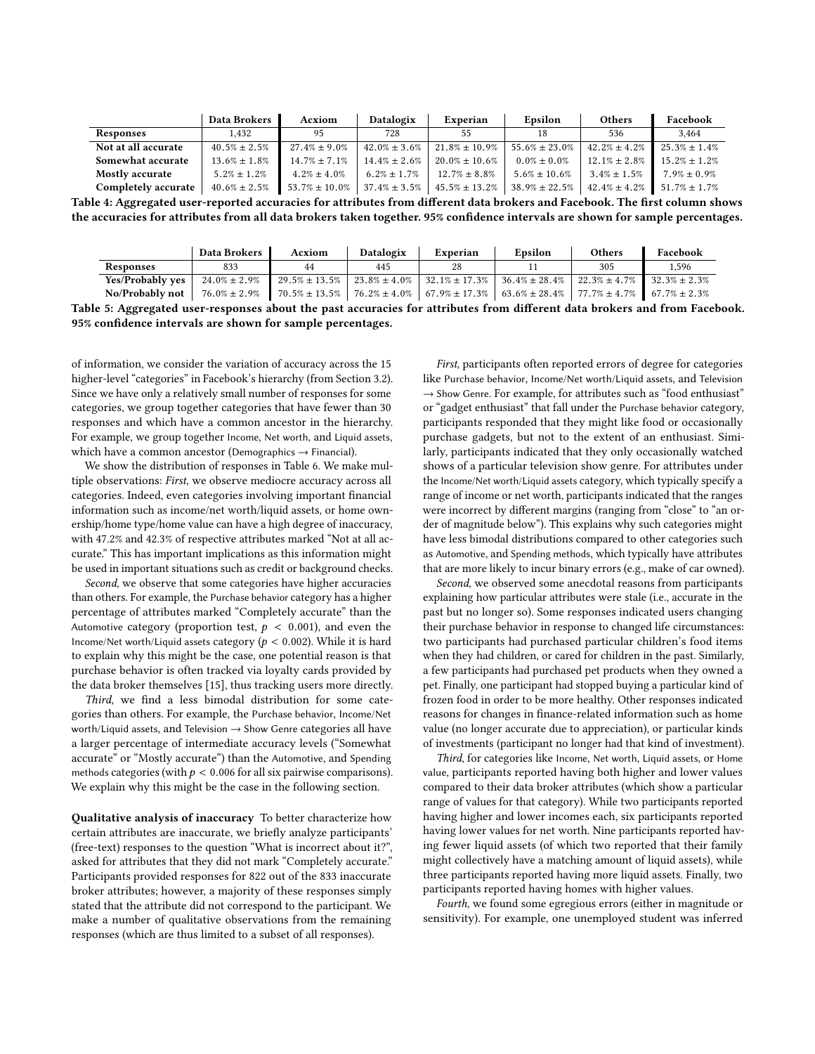| | Data Brokers | Acxiom | Datalogix | Experian | Epsilon | Others | Facebook |
|---|---|---|---|---|---|---|---|
| **Responses** | 1,432 | 95 | 728 | 55 | 18 | 536 | 3,464 |
| **Not at all accurate** | 40.5% ± 2.5% | 27.4% ± 9.0% | 42.0% ± 3.6% | 21.8% ± 10.9% | 55.6% ± 23.0% | 42.2% ± 4.2% | 25.3% ± 1.4% |
| **Somewhat accurate** | 13.6% ± 1.8% | 14.7% ± 7.1% | 14.4% ± 2.6% | 20.0% ± 10.6% | 0.0% ± 0.0% | 12.1% ± 2.8% | 15.2% ± 1.2% |
| **Mostly accurate** | 5.2% ± 1.2% | 4.2% ± 4.0% | 6.2% ± 1.7% | 12.7% ± 8.8% | 5.6% ± 10.6% | 3.4% ± 1.5% | 7.9% ± 0.9% |
| **Completely accurate** | 40.6% ± 2.5% | 53.7% ± 10.0% | 37.4% ± 3.5% | 45.5% ± 13.2% | 38.9% ± 22.5% | 42.4% ± 4.2% | 51.7% ± 1.7% |

**Table 4: Aggregated user-reported accuracies for attributes from different data brokers and Facebook. The first column shows the accuracies for attributes from all data brokers taken together. 95% confidence intervals are shown for sample percentages.**

| | Data Brokers | Acxiom | Datalogix | Experian | Epsilon | Others | Facebook |
|---|---|---|---|---|---|---|---|
| **Responses** | 833 | 44 | 445 | 28 | 11 | 305 | 1,596 |
| **Yes/Probably yes** | 24.0% ± 2.9% | 29.5% ± 13.5% | 23.8% ± 4.0% | 32.1% ± 17.3% | 36.4% ± 28.4% | 22.3% ± 4.7% | 32.3% ± 2.3% |
| **No/Probably not** | 76.0% ± 2.9% | 70.5% ± 13.5% | 76.2% ± 4.0% | 67.9% ± 17.3% | 63.6% ± 28.4% | 77.7% ± 4.7% | 67.7% ± 2.3% |

**Table 5: Aggregated user-responses about the past accuracies for attributes from different data brokers and from Facebook. 95% confidence intervals are shown for sample percentages.**

of information, we consider the variation of accuracy across the 15 higher-level "categories" in Facebook's hierarchy (from Section 3.2). Since we have only a relatively small number of responses for some categories, we group together categories that have fewer than 30 responses and which have a common ancestor in the hierarchy. For example, we group together Income, Net worth, and Liquid assets, which have a common ancestor (Demographics → Financial).

We show the distribution of responses in Table 6. We make multiple observations: *First*, we observe mediocre accuracy across all categories. Indeed, even categories involving important financial information such as income/net worth/liquid assets, or home ownership/home type/home value can have a high degree of inaccuracy, with 47.2% and 42.3% of respective attributes marked "Not at all accurate." This has important implications as this information might be used in important situations such as credit or background checks.

*Second*, we observe that some categories have higher accuracies than others. For example, the Purchase behavior category has a higher percentage of attributes marked "Completely accurate" than the Automotive category (proportion test, $p < 0.001$), and even the Income/Net worth/Liquid assets category ($p < 0.002$). While it is hard to explain why this might be the case, one potential reason is that purchase behavior is often tracked via loyalty cards provided by the data broker themselves [15], thus tracking users more directly.

*Third*, we find a less bimodal distribution for some categories than others. For example, the Purchase behavior, Income/Net worth/Liquid assets, and Television → Show Genre categories all have a larger percentage of intermediate accuracy levels ("Somewhat accurate" or "Mostly accurate") than the Automotive, and Spending methods categories (with $p < 0.006$ for all six pairwise comparisons). We explain why this might be the case in the following section.

**Qualitative analysis of inaccuracy** To better characterize how certain attributes are inaccurate, we briefly analyze participants' (free-text) responses to the question "What is incorrect about it?", asked for attributes that they did not mark "Completely accurate." Participants provided responses for 822 out of the 833 inaccurate broker attributes; however, a majority of these responses simply stated that the attribute did not correspond to the participant. We make a number of qualitative observations from the remaining responses (which are thus limited to a subset of all responses).

*First*, participants often reported errors of degree for categories like Purchase behavior, Income/Net worth/Liquid assets, and Television → Show Genre. For example, for attributes such as "food enthusiast" or "gadget enthusiast" that fall under the Purchase behavior category, participants responded that they might like food or occasionally purchase gadgets, but not to the extent of an enthusiast. Similarly, participants indicated that they only occasionally watched shows of a particular television show genre. For attributes under the Income/Net worth/Liquid assets category, which typically specify a range of income or net worth, participants indicated that the ranges were incorrect by different margins (ranging from "close" to "an order of magnitude below"). This explains why such categories might have less bimodal distributions compared to other categories such as Automotive, and Spending methods, which typically have attributes that are more likely to incur binary errors (e.g., make of car owned).

*Second*, we observed some anecdotal reasons from participants explaining how particular attributes were stale (i.e., accurate in the past but no longer so). Some responses indicated users changing their purchase behavior in response to changed life circumstances: two participants had purchased particular children's food items when they had children, or cared for children in the past. Similarly, a few participants had purchased pet products when they owned a pet. Finally, one participant had stopped buying a particular kind of frozen food in order to be more healthy. Other responses indicated reasons for changes in finance-related information such as home value (no longer accurate due to appreciation), or particular kinds of investments (participant no longer had that kind of investment).

*Third*, for categories like Income, Net worth, Liquid assets, or Home value, participants reported having both higher and lower values compared to their data broker attributes (which show a particular range of values for that category). While two participants reported having higher and lower incomes each, six participants reported having lower values for net worth. Nine participants reported having fewer liquid assets (of which two reported that their family might collectively have a matching amount of liquid assets), while three participants reported having more liquid assets. Finally, two participants reported having homes with higher values.

*Fourth*, we found some egregious errors (either in magnitude or sensitivity). For example, one unemployed student was inferred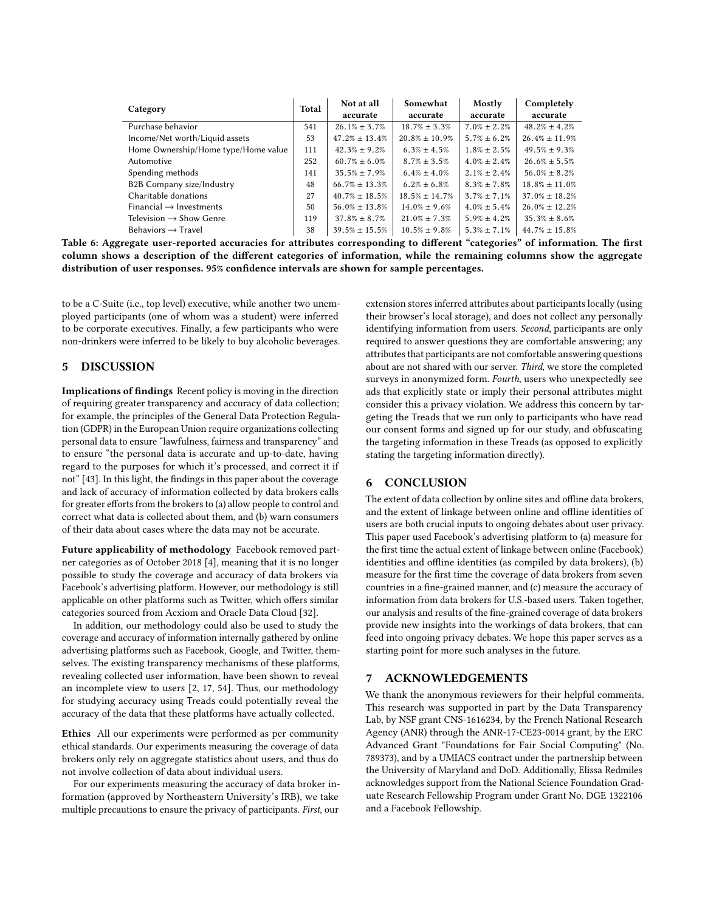| Category | Total | Not at all accurate | Somewhat accurate | Mostly accurate | Completely accurate |
|---|---|---|---|---|---|
| Purchase behavior | 541 | 26.1% ± 3.7% | 18.7% ± 3.3% | 7.0% ± 2.2% | 48.2% ± 4.2% |
| Income/Net worth/Liquid assets | 53 | 47.2% ± 13.4% | 20.8% ± 10.9% | 5.7% ± 6.2% | 26.4% ± 11.9% |
| Home Ownership/Home type/Home value | 111 | 42.3% ± 9.2% | 6.3% ± 4.5% | 1.8% ± 2.5% | 49.5% ± 9.3% |
| Automotive | 252 | 60.7% ± 6.0% | 8.7% ± 3.5% | 4.0% ± 2.4% | 26.6% ± 5.5% |
| Spending methods | 141 | 35.5% ± 7.9% | 6.4% ± 4.0% | 2.1% ± 2.4% | 56.0% ± 8.2% |
| B2B Company size/Industry | 48 | 66.7% ± 13.3% | 6.2% ± 6.8% | 8.3% ± 7.8% | 18.8% ± 11.0% |
| Charitable donations | 27 | 40.7% ± 18.5% | 18.5% ± 14.7% | 3.7% ± 7.1% | 37.0% ± 18.2% |
| Financial → Investments | 50 | 56.0% ± 13.8% | 14.0% ± 9.6% | 4.0% ± 5.4% | 26.0% ± 12.2% |
| Television → Show Genre | 119 | 37.8% ± 8.7% | 21.0% ± 7.3% | 5.9% ± 4.2% | 35.3% ± 8.6% |
| Behaviors → Travel | 38 | 39.5% ± 15.5% | 10.5% ± 9.8% | 5.3% ± 7.1% | 44.7% ± 15.8% |

**Table 6: Aggregate user-reported accuracies for attributes corresponding to different "categories" of information. The first column shows a description of the different categories of information, while the remaining columns show the aggregate distribution of user responses. 95% confidence intervals are shown for sample percentages.**

to be a C-Suite (i.e., top level) executive, while another two unemployed participants (one of whom was a student) were inferred to be corporate executives. Finally, a few participants who were non-drinkers were inferred to be likely to buy alcoholic beverages.

## 5 DISCUSSION

**Implications of findings** Recent policy is moving in the direction of requiring greater transparency and accuracy of data collection; for example, the principles of the General Data Protection Regulation (GDPR) in the European Union require organizations collecting personal data to ensure "lawfulness, fairness and transparency" and to ensure "the personal data is accurate and up-to-date, having regard to the purposes for which it's processed, and correct it if not" [43]. In this light, the findings in this paper about the coverage and lack of accuracy of information collected by data brokers calls for greater efforts from the brokers to (a) allow people to control and correct what data is collected about them, and (b) warn consumers of their data about cases where the data may not be accurate.

**Future applicability of methodology** Facebook removed partner categories as of October 2018 [4], meaning that it is no longer possible to study the coverage and accuracy of data brokers via Facebook's advertising platform. However, our methodology is still applicable on other platforms such as Twitter, which offers similar categories sourced from Acxiom and Oracle Data Cloud [32].

In addition, our methodology could also be used to study the coverage and accuracy of information internally gathered by online advertising platforms such as Facebook, Google, and Twitter, themselves. The existing transparency mechanisms of these platforms, revealing collected user information, have been shown to reveal an incomplete view to users [2, 17, 54]. Thus, our methodology for studying accuracy using Treads could potentially reveal the accuracy of the data that these platforms have actually collected.

**Ethics** All our experiments were performed as per community ethical standards. Our experiments measuring the coverage of data brokers only rely on aggregate statistics about users, and thus do not involve collection of data about individual users.

For our experiments measuring the accuracy of data broker information (approved by Northeastern University's IRB), we take multiple precautions to ensure the privacy of participants. *First*, our extension stores inferred attributes about participants locally (using their browser's local storage), and does not collect any personally identifying information from users. *Second*, participants are only required to answer questions they are comfortable answering; any attributes that participants are not comfortable answering questions about are not shared with our server. *Third*, we store the completed surveys in anonymized form. *Fourth*, users who unexpectedly see ads that explicitly state or imply their personal attributes might consider this a privacy violation. We address this concern by targeting the Treads that we run only to participants who have read our consent forms and signed up for our study, and obfuscating the targeting information in these Treads (as opposed to explicitly stating the targeting information directly).

## 6 CONCLUSION

The extent of data collection by online sites and offline data brokers, and the extent of linkage between online and offline identities of users are both crucial inputs to ongoing debates about user privacy. This paper used Facebook's advertising platform to (a) measure for the first time the actual extent of linkage between online (Facebook) identities and offline identities (as compiled by data brokers), (b) measure for the first time the coverage of data brokers from seven countries in a fine-grained manner, and (c) measure the accuracy of information from data brokers for U.S.-based users. Taken together, our analysis and results of the fine-grained coverage of data brokers provide new insights into the workings of data brokers, that can feed into ongoing privacy debates. We hope this paper serves as a starting point for more such analyses in the future.

## 7 ACKNOWLEDGEMENTS

We thank the anonymous reviewers for their helpful comments. This research was supported in part by the Data Transparency Lab, by NSF grant CNS-1616234, by the French National Research Agency (ANR) through the ANR-17-CE23-0014 grant, by the ERC Advanced Grant "Foundations for Fair Social Computing" (No. 789373), and by a UMIACS contract under the partnership between the University of Maryland and DoD. Additionally, Elissa Redmiles acknowledges support from the National Science Foundation Graduate Research Fellowship Program under Grant No. DGE 1322106 and a Facebook Fellowship.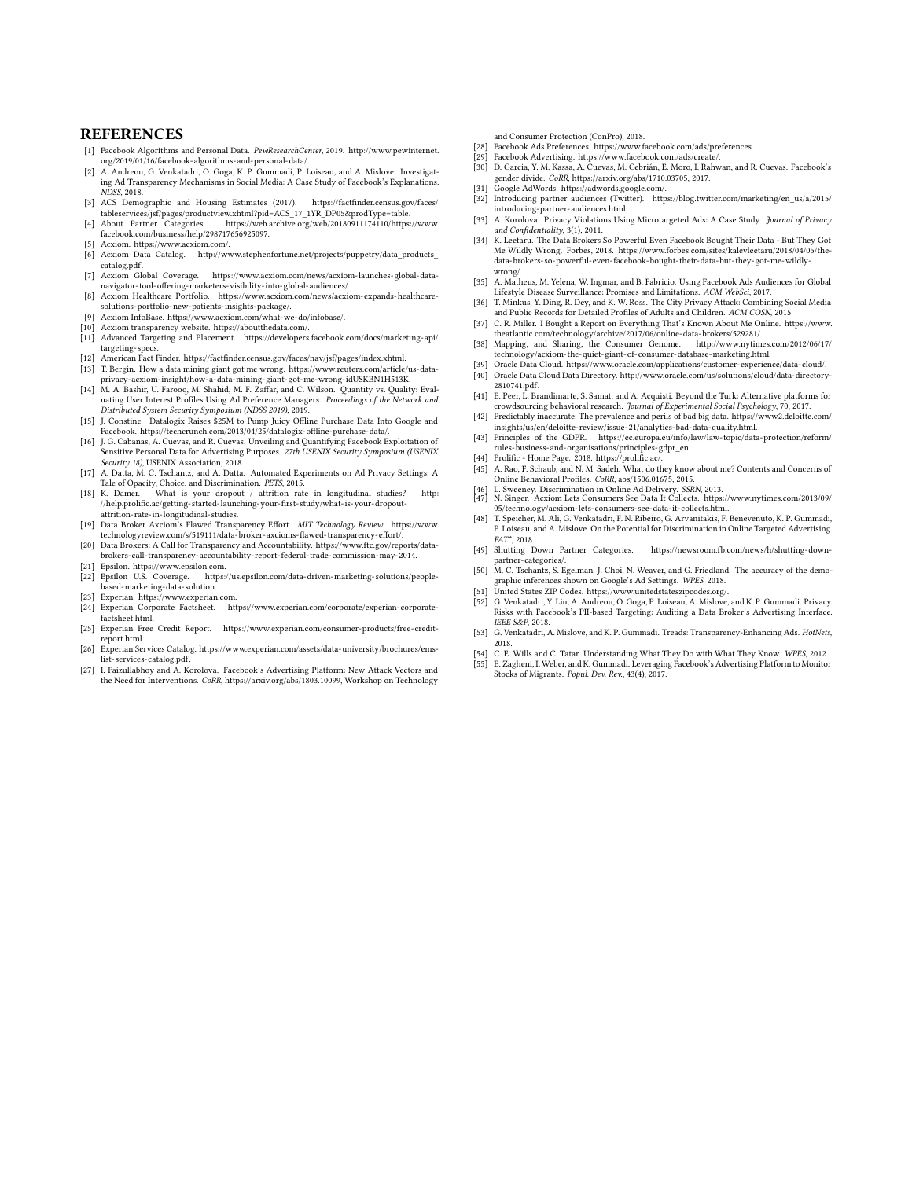## REFERENCES

- [1] Facebook Algorithms and Personal Data. *PewResearchCenter*, 2019. http://www.pewinternet.org/2019/01/16/facebook-algorithms-and-personal-data/.
- [2] A. Andreou, G. Venkatadri, O. Goga, K. P. Gummadi, P. Loiseau, and A. Mislove. Investigating Ad Transparency Mechanisms in Social Media: A Case Study of Facebook's Explanations. *NDSS*, 2018.
- [3] ACS Demographic and Housing Estimates (2017). https://factfinder.census.gov/faces/tableservices/jsf/pages/productview.xhtml?pid=ACS_17_1YR_DP05&prodType=table.
- [4] About Partner Categories. https://web.archive.org/web/20180911174110/https://www.facebook.com/business/help/298717656925097.
- [5] Acxiom. https://www.acxiom.com/.
- [6] Acxiom Data Catalog. http://www.stephenfortune.net/projects/puppetry/data_products_catalog.pdf.
- [7] Acxiom Global Coverage. https://www.acxiom.com/news/acxiom-launches-global-data-navigator-tool-offering-marketers-visibility-into-global-audiences/.
- [8] Acxiom Healthcare Portfolio. https://www.acxiom.com/news/acxiom-expands-healthcare-solutions-portfolio-new-patients-insights-package/.
- [9] Acxiom InfoBase. https://www.acxiom.com/what-we-do/infobase/.
- [10] Acxiom transparency website. https://aboutthedata.com/.
- [11] Advanced Targeting and Placement. https://developers.facebook.com/docs/marketing-api/targeting-specs.
- [12] American Fact Finder. https://factfinder.census.gov/faces/nav/jsf/pages/index.xhtml.
- [13] T. Bergin. How a data mining giant got me wrong. https://www.reuters.com/article/us-data-privacy-acxiom-insight/how-a-data-mining-giant-got-me-wrong-idUSKBN1H513K.
- [14] M. A. Bashir, U. Farooq, M. Shahid, M. F. Zaffar, and C. Wilson. Quantity vs. Quality: Evaluating User Interest Profiles Using Ad Preference Managers. *Proceedings of the Network and Distributed System Security Symposium (NDSS 2019)*, 2019.
- [15] J. Constine. Datalogix Raises $25M to Pump Juicy Offline Purchase Data Into Google and Facebook. https://techcrunch.com/2013/04/25/datalogix-offline-purchase-data/.
- [16] J. G. Cabañas, A. Cuevas, and R. Cuevas. Unveiling and Quantifying Facebook Exploitation of Sensitive Personal Data for Advertising Purposes. *27th USENIX Security Symposium (USENIX Security 18)*, USENIX Association, 2018.
- [17] A. Datta, M. C. Tschantz, and A. Datta. Automated Experiments on Ad Privacy Settings: A Tale of Opacity, Choice, and Discrimination. *PETS*, 2015.
- [18] K. Damer. What is your dropout / attrition rate in longitudinal studies? http://help.prolific.ac/getting-started-launching-your-first-study/what-is-your-dropout-attrition-rate-in-longitudinal-studies.
- [19] Data Broker Axciom's Flawed Transparency Effort. *MIT Technology Review*. https://www.technologyreview.com/s/519111/data-broker-axcioms-flawed-transparency-effort/.
- [20] Data Brokers: A Call for Transparency and Accountability. https://www.ftc.gov/reports/data-brokers-call-transparency-accountability-report-federal-trade-commission-may-2014.
- [21] Epsilon. https://www.epsilon.com.
- [22] Epsilon U.S. Coverage. https://us.epsilon.com/data-driven-marketing-solutions/people-based-marketing-data-solution.
- [23] Experian. https://www.experian.com.
- [24] Experian Corporate Factsheet. https://www.experian.com/corporate/experian-corporate-factsheet.html.
- [25] Experian Free Credit Report. https://www.experian.com/consumer-products/free-credit-report.html.
- [26] Experian Services Catalog. https://www.experian.com/assets/data-university/brochures/ems-list-services-catalog.pdf.
- [27] I. Faizullabhoy and A. Korolova. Facebook's Advertising Platform: New Attack Vectors and the Need for Interventions. *CoRR*, https://arxiv.org/abs/1803.10099, Workshop on Technology and Consumer Protection (ConPro), 2018.
- [28] Facebook Ads Preferences. https://www.facebook.com/ads/preferences.
- [29] Facebook Advertising. https://www.facebook.com/ads/create/.
- [30] D. Garcia, Y. M. Kassa, A. Cuevas, M. Cebrián, E. Moro, I. Rahwan, and R. Cuevas. Facebook's gender divide. *CoRR*, https://arxiv.org/abs/1710.03705, 2017.
- [31] Google AdWords. https://adwords.google.com/.
- [32] Introducing partner audiences (Twitter). https://blog.twitter.com/marketing/en_us/a/2015/introducing-partner-audiences.html.
- [33] A. Korolova. Privacy Violations Using Microtargeted Ads: A Case Study. *Journal of Privacy and Confidentiality*, 3(1), 2011.
- [34] K. Leetaru. The Data Brokers So Powerful Even Facebook Bought Their Data - But They Got Me Wildly Wrong. Forbes, 2018. https://www.forbes.com/sites/kalevleetaru/2018/04/05/the-data-brokers-so-powerful-even-facebook-bought-their-data-but-they-got-me-wildly-wrong/.
- [35] A. Matheus, M. Yelena, W. Ingmar, and B. Fabricio. Using Facebook Ads Audiences for Global Lifestyle Disease Surveillance: Promises and Limitations. *ACM WebSci*, 2017.
- [36] T. Minkus, Y. Ding, R. Dey, and K. W. Ross. The City Privacy Attack: Combining Social Media and Public Records for Detailed Profiles of Adults and Children. *ACM COSN*, 2015.
- [37] C. R. Miller. I Bought a Report on Everything That's Known About Me Online. https://www.theatlantic.com/technology/archive/2017/06/online-data-brokers/529281/.
- [38] Mapping, and Sharing, the Consumer Genome. http://www.nytimes.com/2012/06/17/technology/acxiom-the-quiet-giant-of-consumer-database-marketing.html.
- [39] Oracle Data Cloud. https://www.oracle.com/applications/customer-experience/data-cloud/.
- [40] Oracle Data Cloud Data Directory. http://www.oracle.com/us/solutions/cloud/data-directory-2810741.pdf.
- [41] E. Peer, L. Brandimarte, S. Samat, and A. Acquisti. Beyond the Turk: Alternative platforms for crowdsourcing behavioral research. *Journal of Experimental Social Psychology*, 70, 2017.
- [42] Predictably inaccurate: The prevalence and perils of bad big data. https://www2.deloitte.com/insights/us/en/deloitte-review/issue-21/analytics-bad-data-quality.html.
- [43] Principles of the GDPR. https://ec.europa.eu/info/law/law-topic/data-protection/reform/rules-business-and-organisations/principles-gdpr_en.
- [44] Prolific - Home Page. 2018. https://prolific.ac/.
- [45] A. Rao, F. Schaub, and N. M. Sadeh. What do they know about me? Contents and Concerns of Online Behavioral Profiles. *CoRR*, abs/1506.01675, 2015.
- [46] L. Sweeney. Discrimination in Online Ad Delivery. *SSRN*, 2013.
- [47] N. Singer. Acxiom Lets Consumers See Data It Collects. https://www.nytimes.com/2013/09/05/technology/acxiom-lets-consumers-see-data-it-collects.html.
- [48] T. Speicher, M. Ali, G. Venkatadri, F. N. Ribeiro, G. Arvanitakis, F. Benevenuto, K. P. Gummadi, P. Loiseau, and A. Mislove. On the Potential for Discrimination in Online Targeted Advertising. *FAT\**, 2018.
- [49] Shutting Down Partner Categories. https://newsroom.fb.com/news/h/shutting-down-partner-categories/.
- [50] M. C. Tschantz, S. Egelman, J. Choi, N. Weaver, and G. Friedland. The accuracy of the demographic inferences shown on Google's Ad Settings. *WPES*, 2018.
- [51] United States ZIP Codes. https://www.unitedstateszipcodes.org/.
- [52] G. Venkatadri, Y. Liu, A. Andreou, O. Goga, P. Loiseau, A. Mislove, and K. P. Gummadi. Privacy Risks with Facebook's PII-based Targeting: Auditing a Data Broker's Advertising Interface. *IEEE S&P*, 2018.
- [53] G. Venkatadri, A. Mislove, and K. P. Gummadi. Treads: Transparency-Enhancing Ads. *HotNets*, 2018.
- [54] C. E. Wills and C. Tatar. Understanding What They Do with What They Know. *WPES*, 2012.
- [55] E. Zagheni, I. Weber, and K. Gummadi. Leveraging Facebook's Advertising Platform to Monitor Stocks of Migrants. *Popul. Dev. Rev.*, 43(4), 2017.